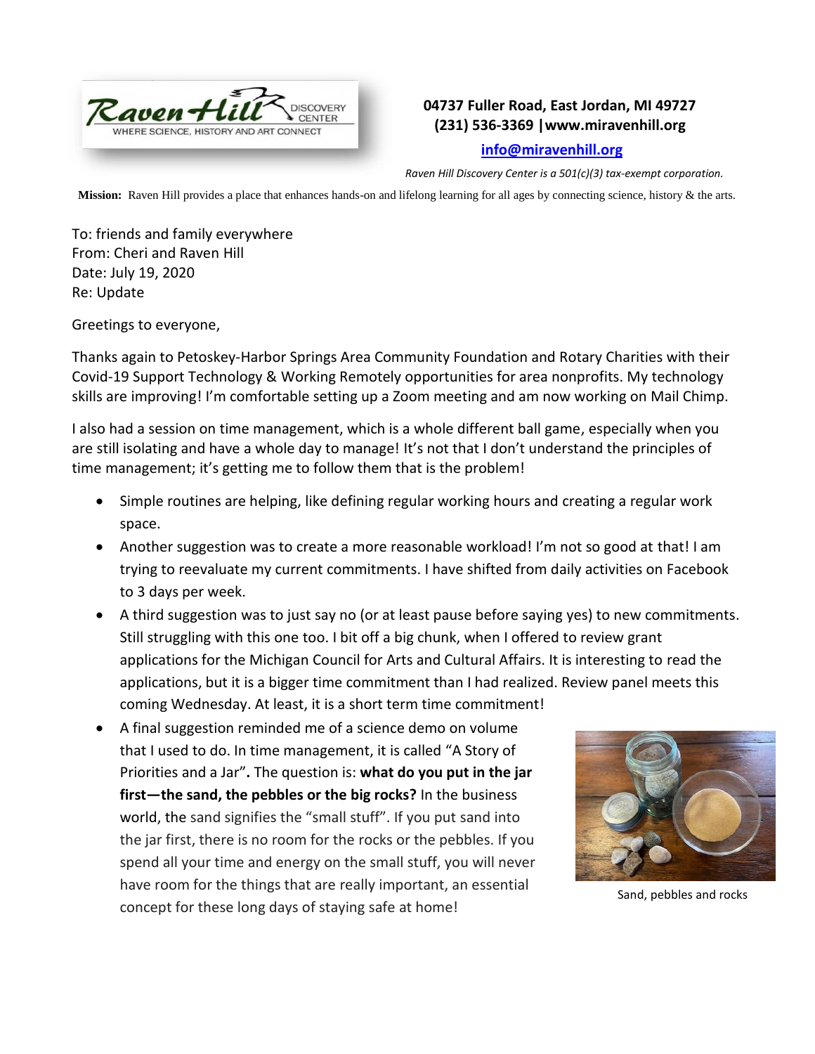Raven Hill DISCOVERY CENTER
WHERE SCIENCE, HISTORY AND ART CONNECT

**04737 Fuller Road, East Jordan, MI 49727**
**(231) 536-3369 |www.miravenhill.org**
**info@miravenhill.org**

*Raven Hill Discovery Center is a 501(c)(3) tax-exempt corporation.*

**Mission:** Raven Hill provides a place that enhances hands-on and lifelong learning for all ages by connecting science, history & the arts.

To: friends and family everywhere
From: Cheri and Raven Hill
Date: July 19, 2020
Re: Update

Greetings to everyone,

Thanks again to Petoskey-Harbor Springs Area Community Foundation and Rotary Charities with their Covid-19 Support Technology & Working Remotely opportunities for area nonprofits. My technology skills are improving! I'm comfortable setting up a Zoom meeting and am now working on Mail Chimp.

I also had a session on time management, which is a whole different ball game, especially when you are still isolating and have a whole day to manage! It's not that I don't understand the principles of time management; it's getting me to follow them that is the problem!

- Simple routines are helping, like defining regular working hours and creating a regular work space.
- Another suggestion was to create a more reasonable workload! I'm not so good at that! I am trying to reevaluate my current commitments. I have shifted from daily activities on Facebook to 3 days per week.
- A third suggestion was to just say no (or at least pause before saying yes) to new commitments. Still struggling with this one too. I bit off a big chunk, when I offered to review grant applications for the Michigan Council for Arts and Cultural Affairs. It is interesting to read the applications, but it is a bigger time commitment than I had realized. Review panel meets this coming Wednesday. At least, it is a short term time commitment!
- A final suggestion reminded me of a science demo on volume that I used to do. In time management, it is called "A Story of Priorities and a Jar"**.** The question is: **what do you put in the jar first—the sand, the pebbles or the big rocks?** In the business world, the sand signifies the "small stuff". If you put sand into the jar first, there is no room for the rocks or the pebbles. If you spend all your time and energy on the small stuff, you will never have room for the things that are really important, an essential concept for these long days of staying safe at home!

Sand, pebbles and rocks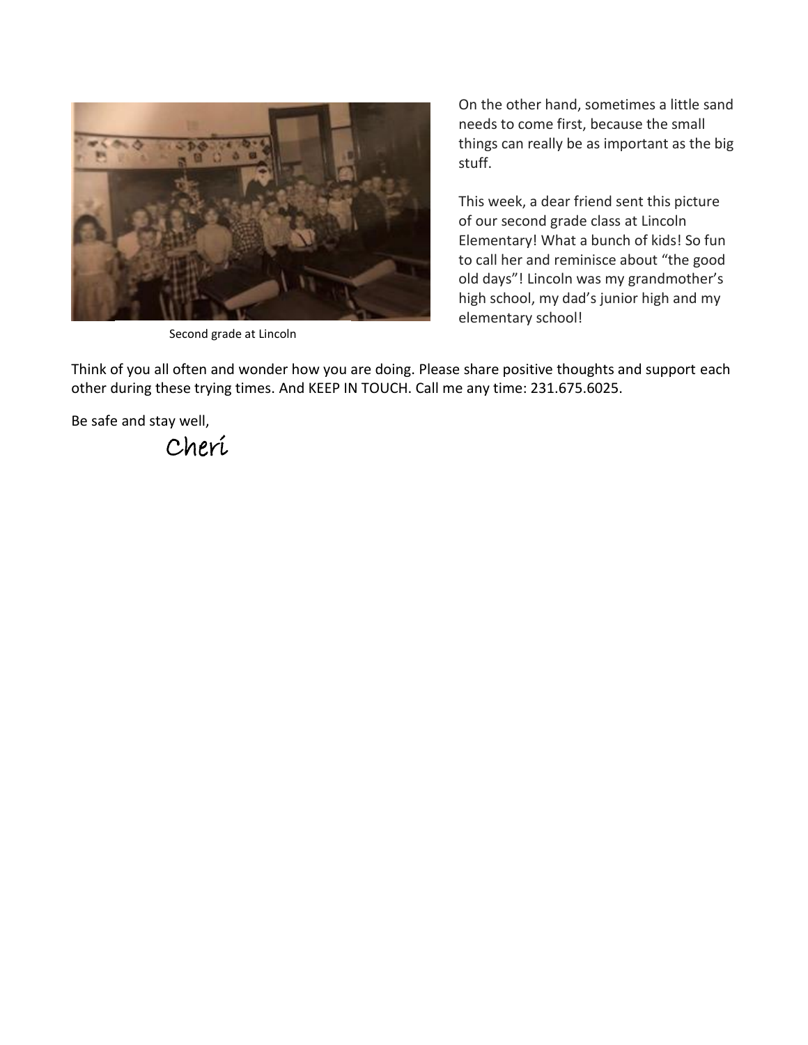On the other hand, sometimes a little sand needs to come first, because the small things can really be as important as the big stuff.

This week, a dear friend sent this picture of our second grade class at Lincoln Elementary! What a bunch of kids! So fun to call her and reminisce about "the good old days"! Lincoln was my grandmother's high school, my dad's junior high and my elementary school!

Second grade at Lincoln

Think of you all often and wonder how you are doing. Please share positive thoughts and support each other during these trying times. And KEEP IN TOUCH. Call me any time: 231.675.6025.

Be safe and stay well,

Cheri